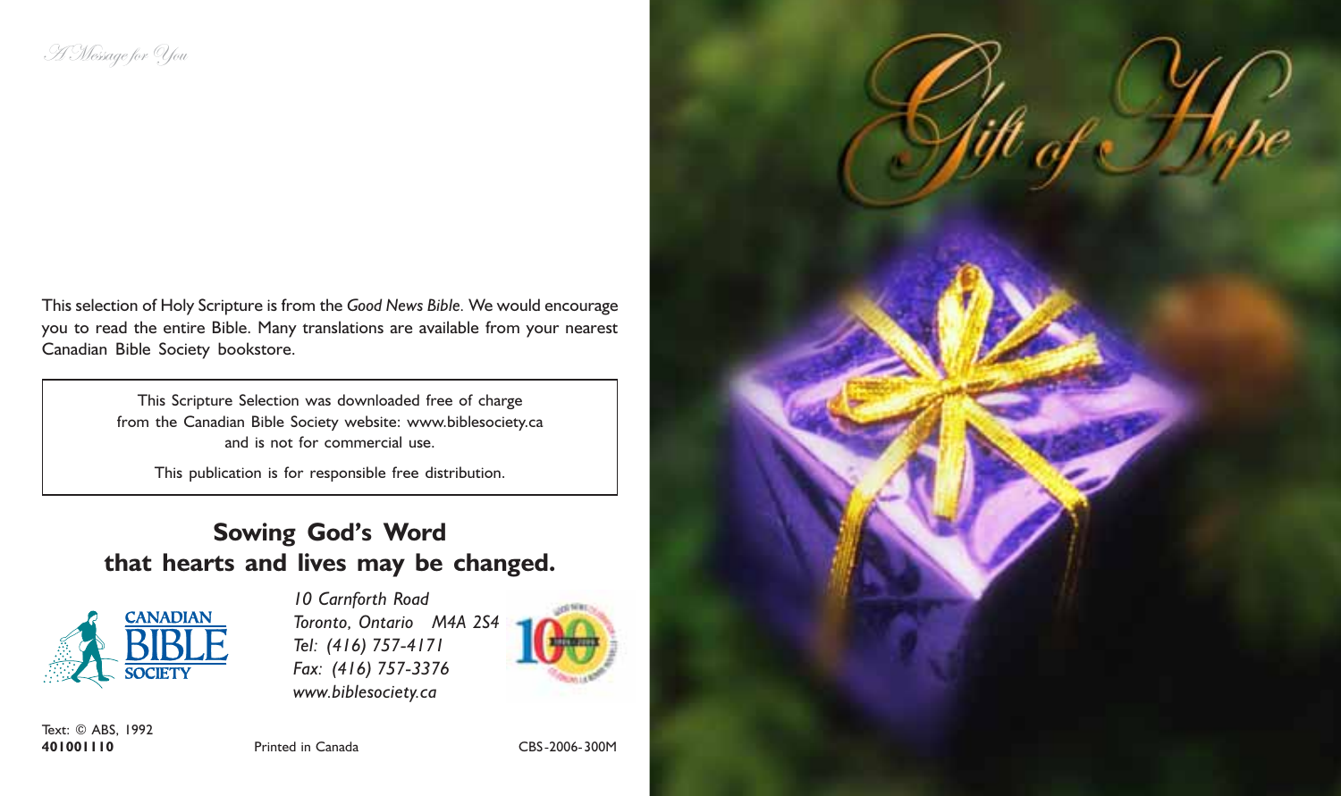*A Message for You*

This selection of Holy Scripture is from the *Good News Bible*. We would encourage you to read the entire Bible. Many translations are available from your nearest Canadian Bible Society bookstore.

> This Scripture Selection was downloaded free of charge from the Canadian Bible Society website: www.biblesociety.ca and is not for commercial use.
>
> This publication is for responsible free distribution.

## Sowing God's Word that hearts and lives may be changed.

CANADIAN BIBLE SOCIETY

*10 Carnforth Road*
*Toronto, Ontario M4A 2S4*
*Tel: (416) 757-4171*
*Fax: (416) 757-3376*
*www.biblesociety.ca*

Text: © ABS, 1992
**401001110**

Printed in Canada

CBS-2006-300M

# Gift of Hope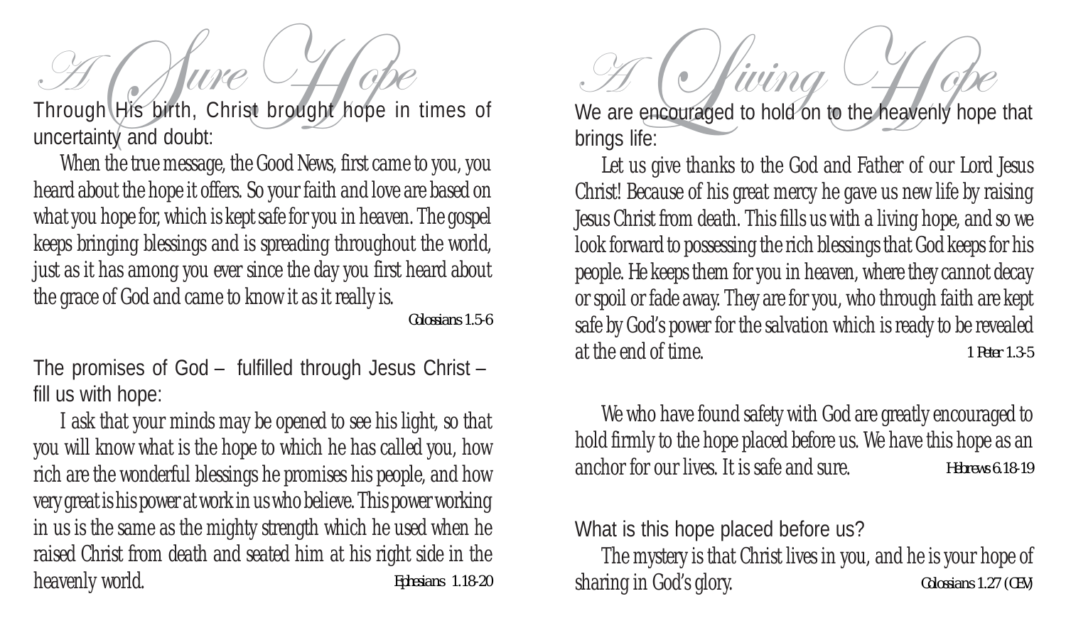# A Sure Hope

Through His birth, Christ brought hope in times of uncertainty and doubt:

*When the true message, the Good News, first came to you, you heard about the hope it offers. So your faith and love are based on what you hope for, which is kept safe for you in heaven. The gospel keeps bringing blessings and is spreading throughout the world, just as it has among you ever since the day you first heard about the grace of God and came to know it as it really is.*

*Colossians 1.5-6*

The promises of God – fulfilled through Jesus Christ – fill us with hope:

*I ask that your minds may be opened to see his light, so that you will know what is the hope to which he has called you, how rich are the wonderful blessings he promises his people, and how very great is his power at work in us who believe. This power working in us is the same as the mighty strength which he used when he raised Christ from death and seated him at his right side in the heavenly world.*

*Ephesians 1.18-20*

# A Living Hope

We are encouraged to hold on to the heavenly hope that brings life:

*Let us give thanks to the God and Father of our Lord Jesus Christ! Because of his great mercy he gave us new life by raising Jesus Christ from death. This fills us with a living hope, and so we look forward to possessing the rich blessings that God keeps for his people. He keeps them for you in heaven, where they cannot decay or spoil or fade away. They are for you, who through faith are kept safe by God's power for the salvation which is ready to be revealed at the end of time.*

*1 Peter 1.3-5*

*We who have found safety with God are greatly encouraged to hold firmly to the hope placed before us. We have this hope as an anchor for our lives. It is safe and sure.*

*Hebrews 6.18-19*

What is this hope placed before us?

*The mystery is that Christ lives in you, and he is your hope of sharing in God's glory.*

*Colossians 1.27 (CEV)*